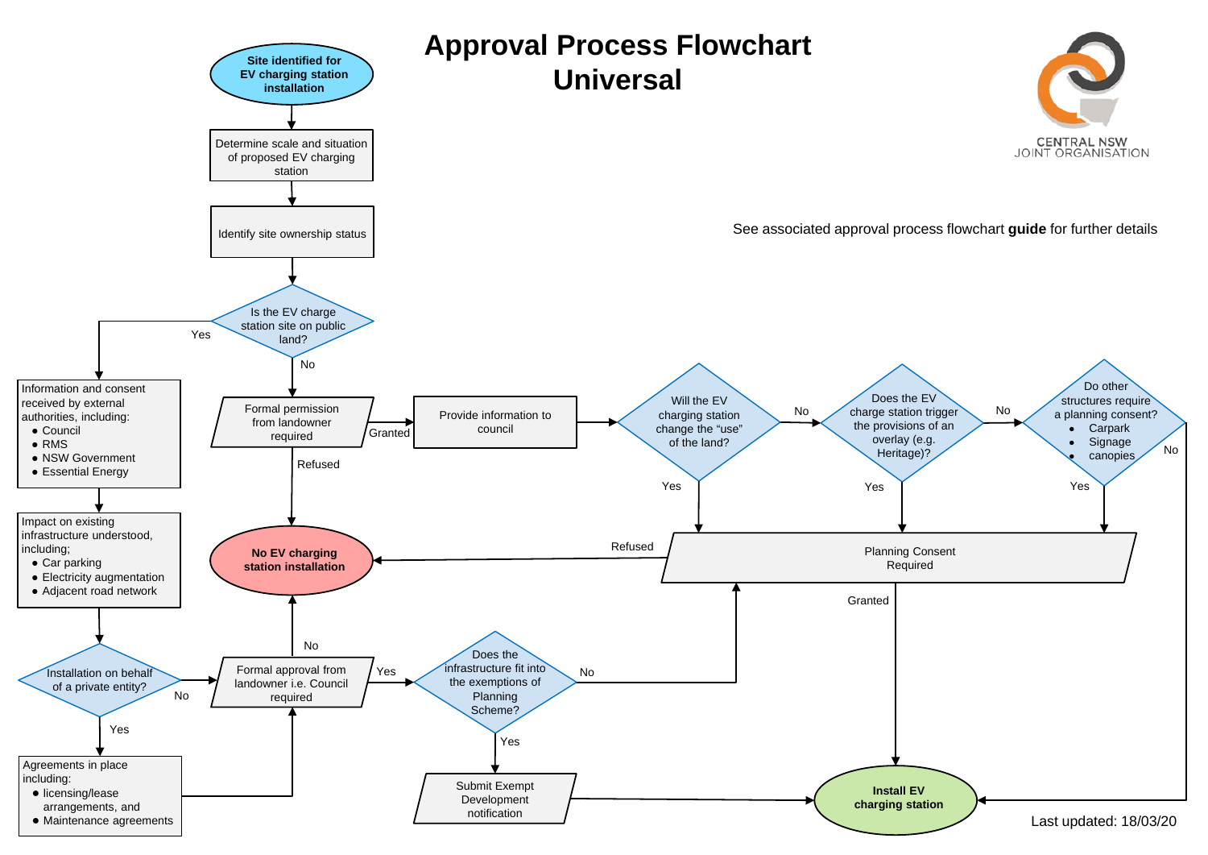# Approval Process Flowchart Universal

CENTRAL NSW JOINT ORGANISATION

See associated approval process flowchart **guide** for further details

**Site identified for EV charging station installation**

Determine scale and situation of proposed EV charging station

Identify site ownership status

Is the EV charge station site on public land?

Yes

Information and consent received by external authorities, including:

- Council
- RMS
- NSW Government
- Essential Energy

Impact on existing infrastructure understood, including;

- Car parking
- Electricity augmentation
- Adjacent road network

Installation on behalf of a private entity?

Yes

Agreements in place including:

- licensing/lease arrangements, and
- Maintenance agreements

No

Formal approval from landowner i.e. Council required

No

Yes

Does the infrastructure fit into the exemptions of the Planning Scheme?

Yes

Submit Exempt Development notification

No

No

Formal permission from landowner required

Refused

**No EV charging station installation**

Granted

Provide information to council

Will the EV charging station change the "use" of the land?

No

Does the EV charge station trigger the provisions of an overlay (e.g. Heritage)?

No

Do other structures require a planning consent?

- Carpark
- Signage
- canopies

No

Yes

Yes

Yes

Planning Consent Required

Refused

Granted

**Install EV charging station**

Last updated: 18/03/20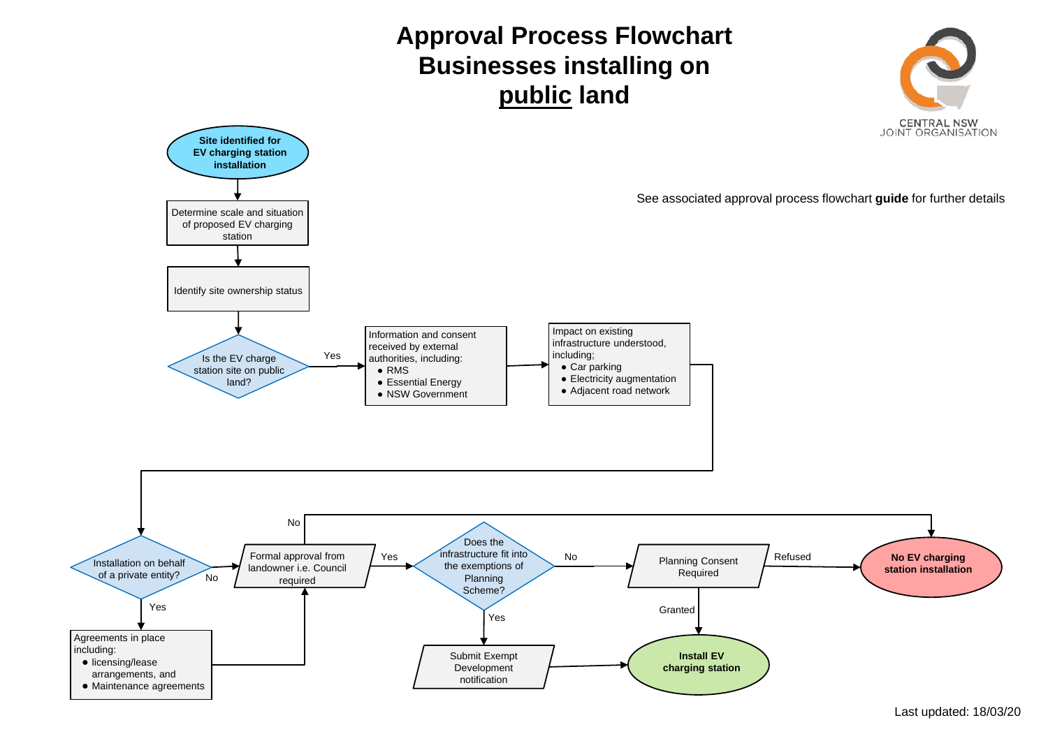# Approval Process Flowchart Businesses installing on <u>public</u> land

CENTRAL NSW JOINT ORGANISATION

See associated approval process flowchart **guide** for further details

**Site identified for EV charging station installation**

Determine scale and situation of proposed EV charging station

Identify site ownership status

Is the EV charge station site on public land?

Yes

Information and consent received by external authorities, including:
- RMS
- Essential Energy
- NSW Government

Impact on existing infrastructure understood, including;
- Car parking
- Electricity augmentation
- Adjacent road network

Installation on behalf of a private entity?

No

Formal approval from landowner i.e. Council required

No

Yes

Agreements in place including:
- licensing/lease arrangements, and
- Maintenance agreements

Yes

Does the infrastructure fit into the exemptions of Planning Scheme?

No

Planning Consent Required

Refused

**No EV charging station installation**

Granted

Yes

Submit Exempt Development notification

**Install EV charging station**

Last updated: 18/03/20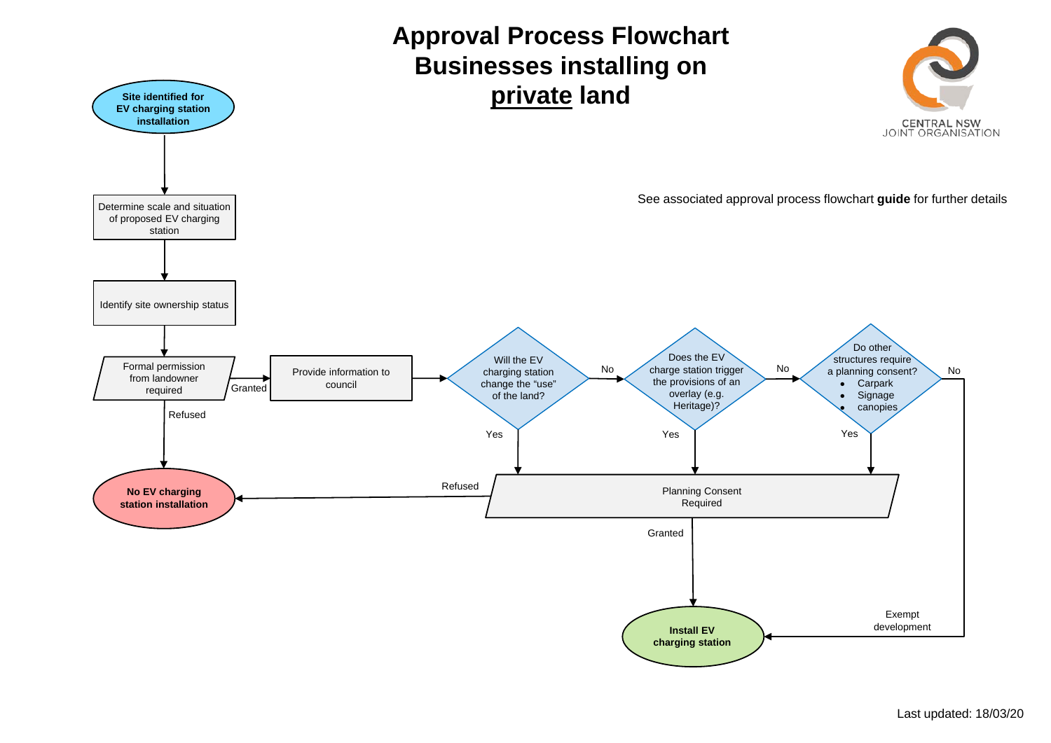# Approval Process Flowchart Businesses installing on private land

CENTRAL NSW JOINT ORGANISATION

See associated approval process flowchart **guide** for further details

**Site identified for EV charging station installation**

Determine scale and situation of proposed EV charging station

Identify site ownership status

Formal permission from landowner required

Granted

Refused

Provide information to council

Will the EV charging station change the "use" of the land?

No

Yes

Does the EV charge station trigger the provisions of an overlay (e.g. Heritage)?

No

Yes

Do other structures require a planning consent?

- Carpark
- Signage
- canopies

No

Yes

Planning Consent Required

Refused

**No EV charging station installation**

Granted

**Install EV charging station**

Exempt development

Last updated: 18/03/20